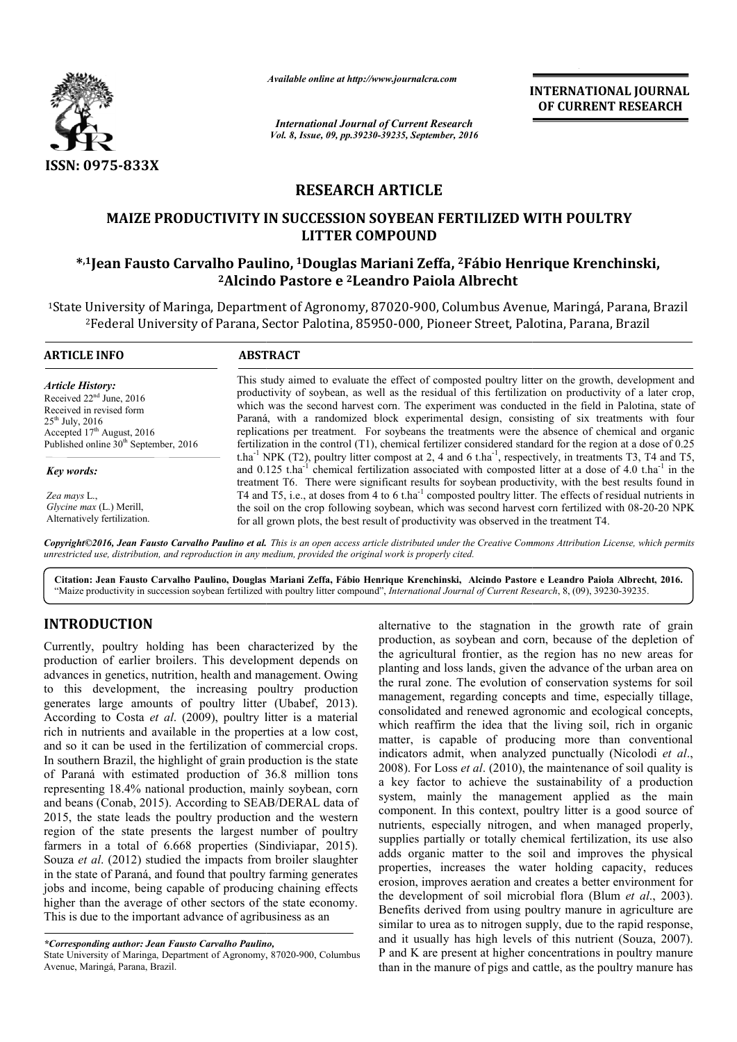# RESEARCH ARTICLE

## MAIZE PRODUCTIVITY IN SUCCESSION SOYBEAN FERTILIZED WITH POULTRY LITTER COMPOUND

**\*,[1]Jean Fausto Carvalho Paulino, [1]Douglas Mariani Zeffa, [2]Fábio Henrique Krenchinski, [2]Alcindo Pastore e [2]Leandro Paiola Albrecht**

[1]State University of Maringa, Department of Agronomy, 87020-900, Columbus Avenue, Maringá, Parana, Brazil

[2]Federal University of Parana, Sector Palotina, 85950-000, Pioneer Street, Palotina, Parana, Brazil

### ARTICLE INFO

*Article History:*
Received 22[nd] June, 2016
Received in revised form 25[th] July, 2016
Accepted 17[th] August, 2016
Published online 30[th] September, 2016

*Key words:*
*Zea mays* L.,
*Glycine max* (L.) Merill,
Alternatively fertilization.

### ABSTRACT

This study aimed to evaluate the effect of composted poultry litter on the growth, development and productivity of soybean, as well as the residual of this fertilization on productivity of a later crop, which was the second harvest corn. The experiment was conducted in the field in Palotina, state of Paraná, with a randomized block experimental design, consisting of six treatments with four replications per treatment. For soybeans the treatments were the absence of chemical and organic fertilization in the control (T1), chemical fertilizer considered standard for the region at a dose of 0.25 $t.ha^{-1}$ NPK (T2), poultry litter compost at 2, 4 and 6 $t.ha^{-1}$, respectively, in treatments T3, T4 and T5, and 0.125 $t.ha^{-1}$ chemical fertilization associated with composted litter at a dose of 4.0 $t.ha^{-1}$ in the treatment T6. There were significant results for soybean productivity, with the best results found in T4 and T5, i.e., at doses from 4 to 6 $t.ha^{-1}$ composted poultry litter. The effects of residual nutrients in the soil on the crop following soybean, which was second harvest corn fertilized with 08-20-20 NPK for all grown plots, the best result of productivity was observed in the treatment T4.

*Copyright©2016, Jean Fausto Carvalho Paulino et al. This is an open access article distributed under the Creative Commons Attribution License, which permits unrestricted use, distribution, and reproduction in any medium, provided the original work is properly cited.*

**Citation: Jean Fausto Carvalho Paulino, Douglas Mariani Zeffa, Fábio Henrique Krenchinski, Alcindo Pastore e Leandro Paiola Albrecht, 2016.** "Maize productivity in succession soybean fertilized with poultry litter compound", *International Journal of Current Research*, 8, (09), 39230-39235.

## INTRODUCTION

Currently, poultry holding has been characterized by the production of earlier broilers. This development depends on advances in genetics, nutrition, health and management. Owing to this development, the increasing poultry production generates large amounts of poultry litter (Ubabef, 2013). According to Costa *et al*. (2009), poultry litter is a material rich in nutrients and available in the properties at a low cost, and so it can be used in the fertilization of commercial crops. In southern Brazil, the highlight of grain production is the state of Paraná with estimated production of 36.8 million tons representing 18.4% national production, mainly soybean, corn and beans (Conab, 2015). According to SEAB/DERAL data of 2015, the state leads the poultry production and the western region of the state presents the largest number of poultry farmers in a total of 6.668 properties (Sindiviapar, 2015). Souza *et al*. (2012) studied the impacts from broiler slaughter in the state of Paraná, and found that poultry farming generates jobs and income, being capable of producing chaining effects higher than the average of other sectors of the state economy. This is due to the important advance of agribusiness as an alternative to the stagnation in the growth rate of grain production, as soybean and corn, because of the depletion of the agricultural frontier, as the region has no new areas for planting and loss lands, given the advance of the urban area on the rural zone. The evolution of conservation systems for soil management, regarding concepts and time, especially tillage, consolidated and renewed agronomic and ecological concepts, which reaffirm the idea that the living soil, rich in organic matter, is capable of producing more than conventional indicators admit, when analyzed punctually (Nicolodi *et al*., 2008). For Loss *et al*. (2010), the maintenance of soil quality is a key factor to achieve the sustainability of a production system, mainly the management applied as the main component. In this context, poultry litter is a good source of nutrients, especially nitrogen, and when managed properly, supplies partially or totally chemical fertilization, its use also adds organic matter to the soil and improves the physical properties, increases the water holding capacity, reduces erosion, improves aeration and creates a better environment for the development of soil microbial flora (Blum *et al*., 2003). Benefits derived from using poultry manure in agriculture are similar to urea as to nitrogen supply, due to the rapid response, and it usually has high levels of this nutrient (Souza, 2007). P and K are present at higher concentrations in poultry manure than in the manure of pigs and cattle, as the poultry manure has

*\*Corresponding author: Jean Fausto Carvalho Paulino,*
State University of Maringa, Department of Agronomy, 87020-900, Columbus Avenue, Maringá, Parana, Brazil.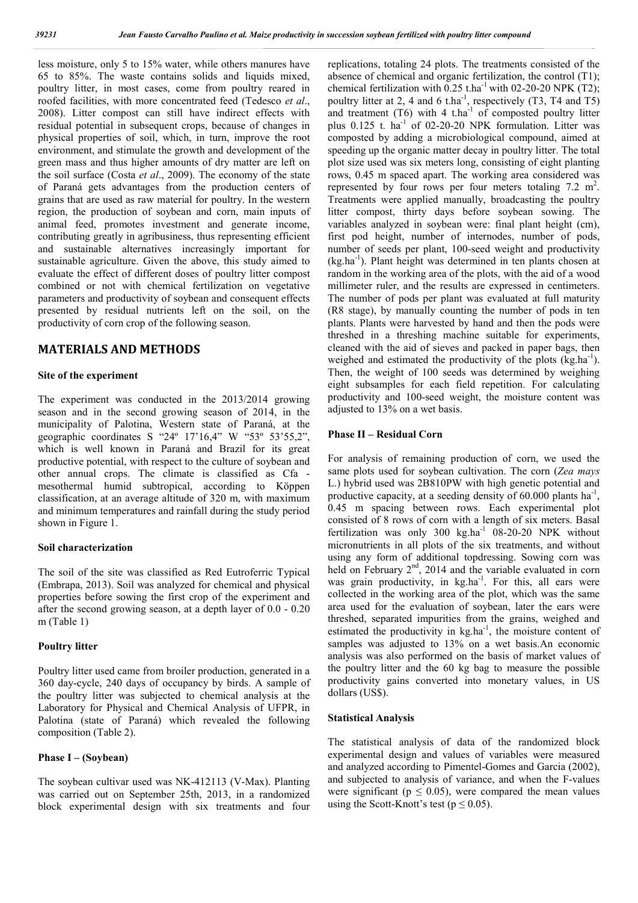less moisture, only 5 to 15% water, while others manures have 65 to 85%. The waste contains solids and liquids mixed, poultry litter, in most cases, come from poultry reared in roofed facilities, with more concentrated feed (Tedesco *et al*., 2008). Litter compost can still have indirect effects with residual potential in subsequent crops, because of changes in physical properties of soil, which, in turn, improve the root environment, and stimulate the growth and development of the green mass and thus higher amounts of dry matter are left on the soil surface (Costa *et al*., 2009). The economy of the state of Paraná gets advantages from the production centers of grains that are used as raw material for poultry. In the western region, the production of soybean and corn, main inputs of animal feed, promotes investment and generate income, contributing greatly in agribusiness, thus representing efficient and sustainable alternatives increasingly important for sustainable agriculture. Given the above, this study aimed to evaluate the effect of different doses of poultry litter compost combined or not with chemical fertilization on vegetative parameters and productivity of soybean and consequent effects presented by residual nutrients left on the soil, on the productivity of corn crop of the following season.

## MATERIALS AND METHODS

### Site of the experiment

The experiment was conducted in the 2013/2014 growing season and in the second growing season of 2014, in the municipality of Palotina, Western state of Paraná, at the geographic coordinates S "24º 17'16,4" W "53º 53'55,2", which is well known in Paraná and Brazil for its great productive potential, with respect to the culture of soybean and other annual crops. The climate is classified as Cfa - mesothermal humid subtropical, according to Köppen classification, at an average altitude of 320 m, with maximum and minimum temperatures and rainfall during the study period shown in Figure 1.

### Soil characterization

The soil of the site was classified as Red Eutroferric Typical (Embrapa, 2013). Soil was analyzed for chemical and physical properties before sowing the first crop of the experiment and after the second growing season, at a depth layer of 0.0 - 0.20 m (Table 1)

### Poultry litter

Poultry litter used came from broiler production, generated in a 360 day-cycle, 240 days of occupancy by birds. A sample of the poultry litter was subjected to chemical analysis at the Laboratory for Physical and Chemical Analysis of UFPR, in Palotina (state of Paraná) which revealed the following composition (Table 2).

### Phase I – (Soybean)

The soybean cultivar used was NK-412113 (V-Max). Planting was carried out on September 25th, 2013, in a randomized block experimental design with six treatments and four replications, totaling 24 plots. The treatments consisted of the absence of chemical and organic fertilization, the control (T1); chemical fertilization with 0.25 t.ha$^{-1}$ with 02-20-20 NPK (T2); poultry litter at 2, 4 and 6 t.ha$^{-1}$, respectively (T3, T4 and T5) and treatment (T6) with 4 t.ha$^{-1}$ of composted poultry litter plus 0.125 t. ha$^{-1}$ of 02-20-20 NPK formulation. Litter was composted by adding a microbiological compound, aimed at speeding up the organic matter decay in poultry litter. The total plot size used was six meters long, consisting of eight planting rows, 0.45 m spaced apart. The working area considered was represented by four rows per four meters totaling 7.2 m$^2$. Treatments were applied manually, broadcasting the poultry litter compost, thirty days before soybean sowing. The variables analyzed in soybean were: final plant height (cm), first pod height, number of internodes, number of pods, number of seeds per plant, 100-seed weight and productivity (kg.ha$^{-1}$). Plant height was determined in ten plants chosen at random in the working area of the plots, with the aid of a wood millimeter ruler, and the results are expressed in centimeters. The number of pods per plant was evaluated at full maturity (R8 stage), by manually counting the number of pods in ten plants. Plants were harvested by hand and then the pods were threshed in a threshing machine suitable for experiments, cleaned with the aid of sieves and packed in paper bags, then weighed and estimated the productivity of the plots (kg.ha$^{-1}$). Then, the weight of 100 seeds was determined by weighing eight subsamples for each field repetition. For calculating productivity and 100-seed weight, the moisture content was adjusted to 13% on a wet basis.

### Phase II – Residual Corn

For analysis of remaining production of corn, we used the same plots used for soybean cultivation. The corn (*Zea mays* L.) hybrid used was 2B810PW with high genetic potential and productive capacity, at a seeding density of 60.000 plants ha$^{-1}$, 0.45 m spacing between rows. Each experimental plot consisted of 8 rows of corn with a length of six meters. Basal fertilization was only 300 kg.ha$^{-1}$ 08-20-20 NPK without micronutrients in all plots of the six treatments, and without using any form of additional topdressing. Sowing corn was held on February 2$^{nd}$, 2014 and the variable evaluated in corn was grain productivity, in kg.ha$^{-1}$. For this, all ears were collected in the working area of the plot, which was the same area used for the evaluation of soybean, later the ears were threshed, separated impurities from the grains, weighed and estimated the productivity in kg.ha$^{-1}$, the moisture content of samples was adjusted to 13% on a wet basis.An economic analysis was also performed on the basis of market values of the poultry litter and the 60 kg bag to measure the possible productivity gains converted into monetary values, in US dollars (US$).

### Statistical Analysis

The statistical analysis of data of the randomized block experimental design and values of variables were measured and analyzed according to Pimentel-Gomes and Garcia (2002), and subjected to analysis of variance, and when the F-values were significant ($p \leq 0.05$), were compared the mean values using the Scott-Knott's test ($p \leq 0.05$).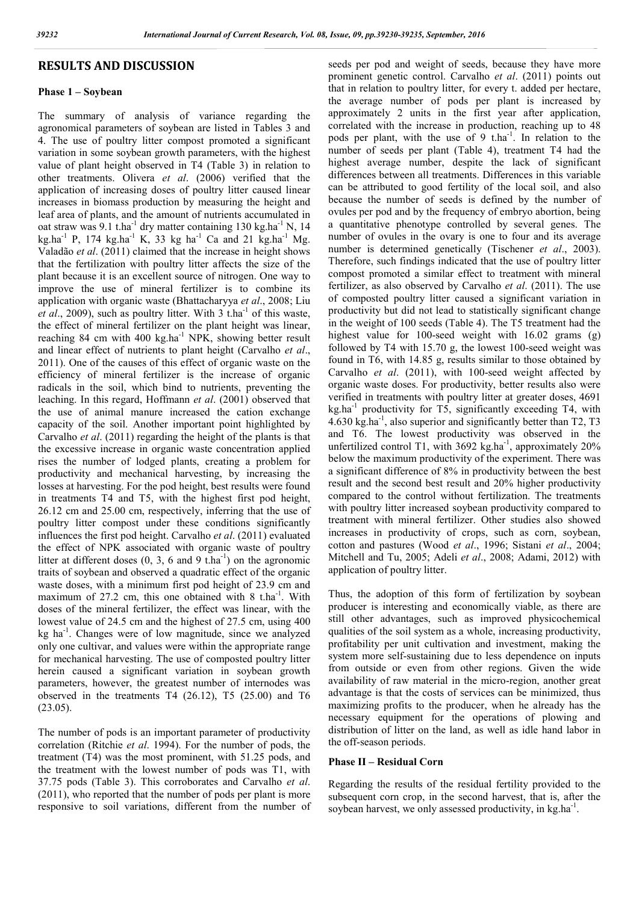## RESULTS AND DISCUSSION

### Phase 1 – Soybean

The summary of analysis of variance regarding the agronomical parameters of soybean are listed in Tables 3 and 4. The use of poultry litter compost promoted a significant variation in some soybean growth parameters, with the highest value of plant height observed in T4 (Table 3) in relation to other treatments. Olivera *et al*. (2006) verified that the application of increasing doses of poultry litter caused linear increases in biomass production by measuring the height and leaf area of plants, and the amount of nutrients accumulated in oat straw was 9.1 t.ha$^{-1}$ dry matter containing 130 kg.ha$^{-1}$ N, 14 kg.ha$^{-1}$ P, 174 kg.ha$^{-1}$ K, 33 kg ha$^{-1}$ Ca and 21 kg.ha$^{-1}$ Mg. Valadão *et al*. (2011) claimed that the increase in height shows that the fertilization with poultry litter affects the size of the plant because it is an excellent source of nitrogen. One way to improve the use of mineral fertilizer is to combine its application with organic waste (Bhattacharyya *et al*., 2008; Liu *et al*., 2009), such as poultry litter. With 3 t.ha$^{-1}$ of this waste, the effect of mineral fertilizer on the plant height was linear, reaching 84 cm with 400 kg.ha$^{-1}$ NPK, showing better result and linear effect of nutrients to plant height (Carvalho *et al*., 2011). One of the causes of this effect of organic waste on the efficiency of mineral fertilizer is the increase of organic radicals in the soil, which bind to nutrients, preventing the leaching. In this regard, Hoffmann *et al*. (2001) observed that the use of animal manure increased the cation exchange capacity of the soil. Another important point highlighted by Carvalho *et al*. (2011) regarding the height of the plants is that the excessive increase in organic waste concentration applied rises the number of lodged plants, creating a problem for productivity and mechanical harvesting, by increasing the losses at harvesting. For the pod height, best results were found in treatments T4 and T5, with the highest first pod height, 26.12 cm and 25.00 cm, respectively, inferring that the use of poultry litter compost under these conditions significantly influences the first pod height. Carvalho *et al*. (2011) evaluated the effect of NPK associated with organic waste of poultry litter at different doses (0, 3, 6 and 9 t.ha$^{-1}$) on the agronomic traits of soybean and observed a quadratic effect of the organic waste doses, with a minimum first pod height of 23.9 cm and maximum of 27.2 cm, this one obtained with 8 t.ha$^{-1}$. With doses of the mineral fertilizer, the effect was linear, with the lowest value of 24.5 cm and the highest of 27.5 cm, using 400 kg ha$^{-1}$. Changes were of low magnitude, since we analyzed only one cultivar, and values were within the appropriate range for mechanical harvesting. The use of composted poultry litter herein caused a significant variation in soybean growth parameters, however, the greatest number of internodes was observed in the treatments T4 (26.12), T5 (25.00) and T6 (23.05).

The number of pods is an important parameter of productivity correlation (Ritchie *et al*. 1994). For the number of pods, the treatment (T4) was the most prominent, with 51.25 pods, and the treatment with the lowest number of pods was T1, with 37.75 pods (Table 3). This corroborates and Carvalho *et al*. (2011), who reported that the number of pods per plant is more responsive to soil variations, different from the number of seeds per pod and weight of seeds, because they have more prominent genetic control. Carvalho *et al*. (2011) points out that in relation to poultry litter, for every t. added per hectare, the average number of pods per plant is increased by approximately 2 units in the first year after application, correlated with the increase in production, reaching up to 48 pods per plant, with the use of 9 t.ha$^{-1}$. In relation to the number of seeds per plant (Table 4), treatment T4 had the highest average number, despite the lack of significant differences between all treatments. Differences in this variable can be attributed to good fertility of the local soil, and also because the number of seeds is defined by the number of ovules per pod and by the frequency of embryo abortion, being a quantitative phenotype controlled by several genes. The number of ovules in the ovary is one to four and its average number is determined genetically (Tischener *et al*., 2003). Therefore, such findings indicated that the use of poultry litter compost promoted a similar effect to treatment with mineral fertilizer, as also observed by Carvalho *et al*. (2011). The use of composted poultry litter caused a significant variation in productivity but did not lead to statistically significant change in the weight of 100 seeds (Table 4). The T5 treatment had the highest value for 100-seed weight with 16.02 grams (g) followed by T4 with 15.70 g, the lowest 100-seed weight was found in T6, with 14.85 g, results similar to those obtained by Carvalho *et al*. (2011), with 100-seed weight affected by organic waste doses. For productivity, better results also were verified in treatments with poultry litter at greater doses, 4691 kg.ha$^{-1}$ productivity for T5, significantly exceeding T4, with 4.630 kg.ha$^{-1}$, also superior and significantly better than T2, T3 and T6. The lowest productivity was observed in the unfertilized control T1, with 3692 kg.ha$^{-1}$, approximately 20% below the maximum productivity of the experiment. There was a significant difference of 8% in productivity between the best result and the second best result and 20% higher productivity compared to the control without fertilization. The treatments with poultry litter increased soybean productivity compared to treatment with mineral fertilizer. Other studies also showed increases in productivity of crops, such as corn, soybean, cotton and pastures (Wood *et al*., 1996; Sistani *et al*., 2004; Mitchell and Tu, 2005; Adeli *et al*., 2008; Adami, 2012) with application of poultry litter.

Thus, the adoption of this form of fertilization by soybean producer is interesting and economically viable, as there are still other advantages, such as improved physicochemical qualities of the soil system as a whole, increasing productivity, profitability per unit cultivation and investment, making the system more self-sustaining due to less dependence on inputs from outside or even from other regions. Given the wide availability of raw material in the micro-region, another great advantage is that the costs of services can be minimized, thus maximizing profits to the producer, when he already has the necessary equipment for the operations of plowing and distribution of litter on the land, as well as idle hand labor in the off-season periods.

### Phase II – Residual Corn

Regarding the results of the residual fertility provided to the subsequent corn crop, in the second harvest, that is, after the soybean harvest, we only assessed productivity, in kg.ha$^{-1}$.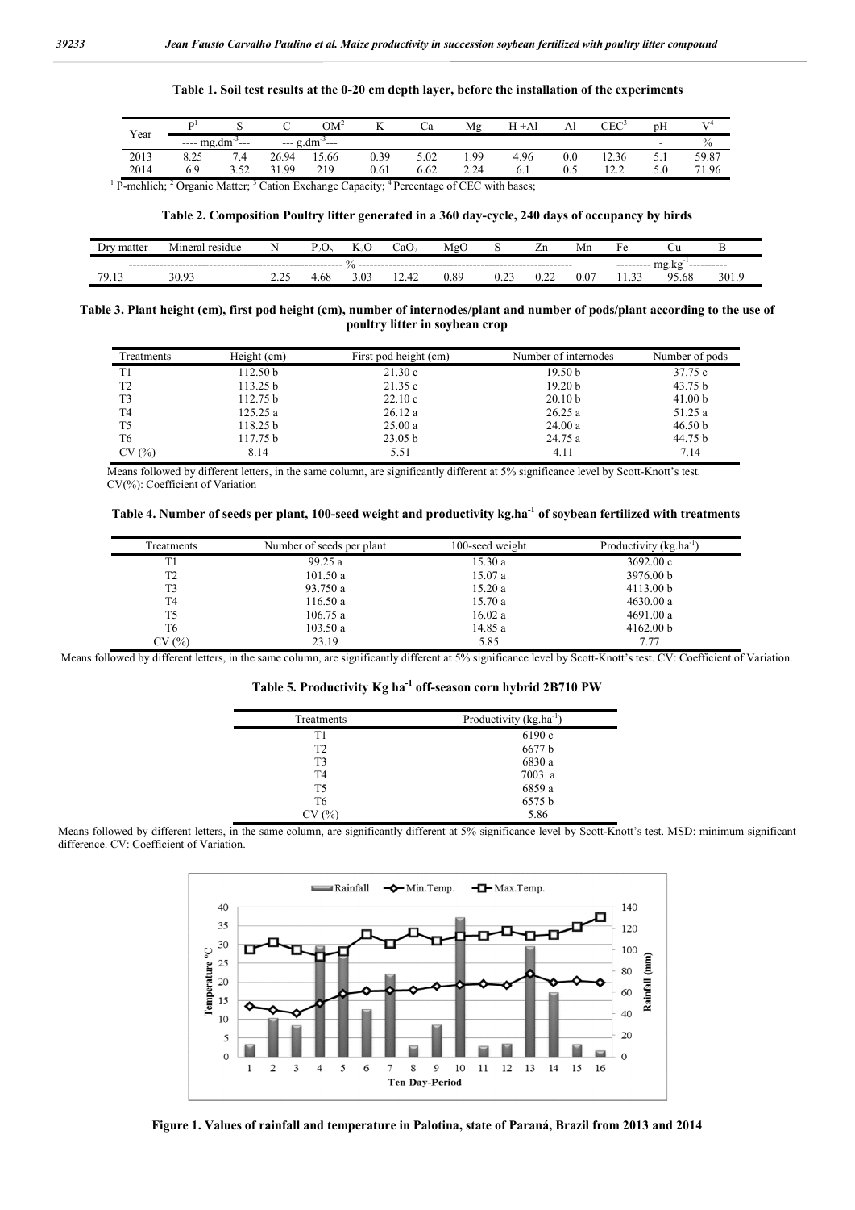**Table 1. Soil test results at the 0-20 cm depth layer, before the installation of the experiments**

| Year | P[1] | S | C | OM[2] | K | Ca | Mg | H +Al | Al | CEC[3] | pH | V[4] |
|---|---|---|---|---|---|---|---|---|---|---|---|---|
| | ---- mg.dm$^{-3}$--- | | --- g.dm$^{-3}$--- | | | | | | | | - | % |
| 2013 | 8.25 | 7.4 | 26.94 | 15.66 | 0.39 | 5.02 | 1.99 | 4.96 | 0.0 | 12.36 | 5.1 | 59.87 |
| 2014 | 6.9 | 3.52 | 31.99 | 219 | 0.61 | 6.62 | 2.24 | 6.1 | 0.5 | 12.2 | 5.0 | 71.96 |

[1] P-mehlich; [2] Organic Matter; [3] Cation Exchange Capacity; [4] Percentage of CEC with bases;

**Table 2. Composition Poultry litter generated in a 360 day-cycle, 240 days of occupancy by birds**

| Dry matter | Mineral residue | N | $P_2O_5$ | $K_2O$ | $CaO_2$ | MgO | S | Zn | Mn | Fe | Cu | B |
|---|---|---|---|---|---|---|---|---|---|---|---|---|
| % | | | | | | | | | | mg.kg$^{-1}$ | | |
| 79.13 | 30.93 | 2.25 | 4.68 | 3.03 | 12.42 | 0.89 | 0.23 | 0.22 | 0.07 | 11.33 | 95.68 | 301.9 |

**Table 3. Plant height (cm), first pod height (cm), number of internodes/plant and number of pods/plant according to the use of poultry litter in soybean crop**

| Treatments | Height (cm) | First pod height (cm) | Number of internodes | Number of pods |
|---|---|---|---|---|
| T1 | 112.50 b | 21.30 c | 19.50 b | 37.75 c |
| T2 | 113.25 b | 21.35 c | 19.20 b | 43.75 b |
| T3 | 112.75 b | 22.10 c | 20.10 b | 41.00 b |
| T4 | 125.25 a | 26.12 a | 26.25 a | 51.25 a |
| T5 | 118.25 b | 25.00 a | 24.00 a | 46.50 b |
| T6 | 117.75 b | 23.05 b | 24.75 a | 44.75 b |
| CV (%) | 8.14 | 5.51 | 4.11 | 7.14 |

Means followed by different letters, in the same column, are significantly different at 5% significance level by Scott-Knott's test.
CV(%): Coefficient of Variation

**Table 4. Number of seeds per plant, 100-seed weight and productivity kg.ha$^{-1}$ of soybean fertilized with treatments**

| Treatments | Number of seeds per plant | 100-seed weight | Productivity (kg.ha$^{-1}$) |
|---|---|---|---|
| T1 | 99.25 a | 15.30 a | 3692.00 c |
| T2 | 101.50 a | 15.07 a | 3976.00 b |
| T3 | 93.750 a | 15.20 a | 4113.00 b |
| T4 | 116.50 a | 15.70 a | 4630.00 a |
| T5 | 106.75 a | 16.02 a | 4691.00 a |
| T6 | 103.50 a | 14.85 a | 4162.00 b |
| CV (%) | 23.19 | 5.85 | 7.77 |

Means followed by different letters, in the same column, are significantly different at 5% significance level by Scott-Knott's test. CV: Coefficient of Variation.

**Table 5. Productivity Kg ha$^{-1}$ off-season corn hybrid 2B710 PW**

| Treatments | Productivity (kg.ha$^{-1}$) |
|---|---|
| T1 | 6190 c |
| T2 | 6677 b |
| T3 | 6830 a |
| T4 | 7003 a |
| T5 | 6859 a |
| T6 | 6575 b |
| CV (%) | 5.86 |

Means followed by different letters, in the same column, are significantly different at 5% significance level by Scott-Knott's test. MSD: minimum significant difference. CV: Coefficient of Variation.

**Figure 1. Values of rainfall and temperature in Palotina, state of Paraná, Brazil from 2013 and 2014**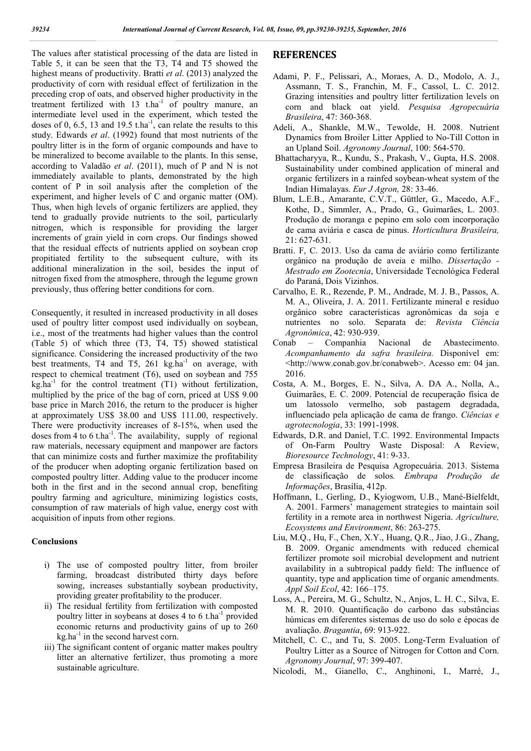The values after statistical processing of the data are listed in Table 5, it can be seen that the T3, T4 and T5 showed the highest means of productivity. Bratti *et al*. (2013) analyzed the productivity of corn with residual effect of fertilization in the preceding crop of oats, and observed higher productivity in the treatment fertilized with 13 t.ha$^{-1}$ of poultry manure, an intermediate level used in the experiment, which tested the doses of 0, 6.5, 13 and 19.5 t.ha$^{-1}$, can relate the results to this study. Edwards *et al*. (1992) found that most nutrients of the poultry litter is in the form of organic compounds and have to be mineralized to become available to the plants. In this sense, according to Valadão *et al*. (2011), much of P and N is not immediately available to plants, demonstrated by the high content of P in soil analysis after the completion of the experiment, and higher levels of C and organic matter (OM). Thus, when high levels of organic fertilizers are applied, they tend to gradually provide nutrients to the soil, particularly nitrogen, which is responsible for providing the larger increments of grain yield in corn crops. Our findings showed that the residual effects of nutrients applied on soybean crop propitiated fertility to the subsequent culture, with its additional mineralization in the soil, besides the input of nitrogen fixed from the atmosphere, through the legume grown previously, thus offering better conditions for corn.

Consequently, it resulted in increased productivity in all doses used of poultry litter compost used individually on soybean, i.e., most of the treatments had higher values than the control (Table 5) of which three (T3, T4, T5) showed statistical significance. Considering the increased productivity of the two best treatments, T4 and T5, 261 kg.ha$^{-1}$ on average, with respect to chemical treatment (T6), used on soybean and 755 kg.ha$^{-1}$ for the control treatment (T1) without fertilization, multiplied by the price of the bag of corn, priced at US$ 9.00 base price in March 2016, the return to the producer is higher at approximately US$ 38.00 and US$ 111.00, respectively. There were productivity increases of 8-15%, when used the doses from 4 to 6 t.ha$^{-1}$. The availability, supply of regional raw materials, necessary equipment and manpower are factors that can minimize costs and further maximize the profitability of the producer when adopting organic fertilization based on composted poultry litter. Adding value to the producer income both in the first and in the second annual crop, benefiting poultry farming and agriculture, minimizing logistics costs, consumption of raw materials of high value, energy cost with acquisition of inputs from other regions.

### Conclusions

i) The use of composted poultry litter, from broiler farming, broadcast distributed thirty days before sowing, increases substantially soybean productivity, providing greater profitability to the producer.
ii) The residual fertility from fertilization with composted poultry litter in soybeans at doses 4 to 6 t.ha$^{-1}$ provided economic returns and productivity gains of up to 260 kg.ha$^{-1}$ in the second harvest corn.
iii) The significant content of organic matter makes poultry litter an alternative fertilizer, thus promoting a more sustainable agriculture.

## REFERENCES

Adami, P. F., Pelissari, A., Moraes, A. D., Modolo, A. J., Assmann, T. S., Franchin, M. F., Cassol, L. C. 2012. Grazing intensities and poultry litter fertilization levels on corn and black oat yield. *Pesquisa Agropecuária Brasileira*, 47: 360-368.

Adeli, A., Shankle, M.W., Tewolde, H. 2008. Nutrient Dynamics from Broiler Litter Applied to No-Till Cotton in an Upland Soil. *Agronomy Journal*, 100: 564-570.

Bhattacharyya, R., Kundu, S., Prakash, V., Gupta, H.S. 2008. Sustainability under combined application of mineral and organic fertilizers in a rainfed soybean-wheat system of the Indian Himalayas. *Eur J Agron,* 28: 33-46.

Blum, L.E.B., Amarante, C.V.T., Güttler, G., Macedo, A.F., Kothe, D., Simmler, A., Prado, G., Guimarães, L. 2003. Produção de moranga e pepino em solo com incorporação de cama aviária e casca de pinus. *Horticultura Brasileira,* 21: 627-631.

Bratti. F, C. 2013. Uso da cama de aviário como fertilizante orgânico na produção de aveia e milho. *Dissertação - Mestrado em Zootecnia*, Universidade Tecnológica Federal do Paraná, Dois Vizinhos.

Carvalho, E. R., Rezende, P. M., Andrade, M. J. B., Passos, A. M. A., Oliveira, J. A. 2011. Fertilizante mineral e resíduo orgânico sobre características agronômicas da soja e nutrientes no solo. Separata de: *Revista Ciência Agronômica*, 42: 930-939.

Conab – Companhia Nacional de Abastecimento. *Acompanhamento da safra brasileira.* Disponível em: <http://www.conab.gov.br/conabweb>. Acesso em: 04 jan. 2016.

Costa, A. M., Borges, E. N., Silva, A. DA A., Nolla, A., Guimarães, E. C. 2009. Potencial de recuperação física de um latossolo vermelho, sob pastagem degradada, influenciado pela aplicação de cama de frango. *Ciências e agrotecnologia*, 33: 1991-1998.

Edwards, D.R. and Daniel, T.C. 1992. Environmental Impacts of On-Farm Poultry Waste Disposal: A Review, *Bioresource Technology*, 41: 9-33.

Empresa Brasileira de Pesquisa Agropecuária. 2013. Sistema de classificação de solos*. Embrapa Produção de Informações*, Brasília, 412p.

Hoffmann, I., Gerling, D., Kyiogwom, U.B., Mané-Bielfeldt, A. 2001. Farmers' management strategies to maintain soil fertility in a remote area in northwest Nigeria. *Agriculture, Ecosystems and Environment*, 86: 263-275.

Liu, M.Q., Hu, F., Chen, X.Y., Huang, Q.R., Jiao, J.G., Zhang, B. 2009. Organic amendments with reduced chemical fertilizer promote soil microbial development and nutrient availability in a subtropical paddy field: The influence of quantity, type and application time of organic amendments. *Appl Soil Ecol*, 42: 166–175.

Loss, A., Pereira, M. G., Schultz, N., Anjos, L. H. C., Silva, E. M. R. 2010. Quantificação do carbono das substâncias húmicas em diferentes sistemas de uso do solo e épocas de avaliação. *Bragantia*, 69: 913-922.

Mitchell, C. C., and Tu, S. 2005. Long-Term Evaluation of Poultry Litter as a Source of Nitrogen for Cotton and Corn. *Agronomy Journal*, 97: 399-407.

Nicolodi, M., Gianello, C., Anghinoni, I., Marré, J.,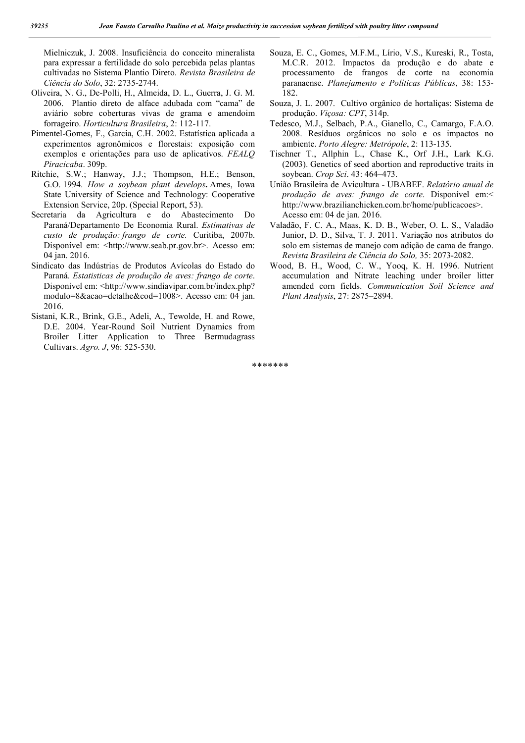Mielniczuk, J. 2008. Insuficiência do conceito mineralista para expressar a fertilidade do solo percebida pelas plantas cultivadas no Sistema Plantio Direto. *Revista Brasileira de Ciência do Solo*, 32: 2735-2744.

Oliveira, N. G., De-Polli, H., Almeida, D. L., Guerra, J. G. M. 2006. Plantio direto de alface adubada com "cama" de aviário sobre coberturas vivas de grama e amendoim forrageiro. *Horticultura Brasileira*, 2: 112-117.

Pimentel-Gomes, F., Garcia, C.H. 2002. Estatística aplicada a experimentos agronômicos e florestais: exposição com exemplos e orientações para uso de aplicativos. *FEALQ Piracicaba*. 309p.

Ritchie, S.W.; Hanway, J.J.; Thompson, H.E.; Benson, G.O. 1994. *How a soybean plant develops***.** Ames, Iowa State University of Science and Technology: Cooperative Extension Service, 20p. (Special Report, 53).

Secretaria da Agricultura e do Abastecimento Do Paraná/Departamento De Economia Rural. *Estimativas de custo de produção: frango de corte.* Curitiba, 2007b. Disponível em: <http://www.seab.pr.gov.br>. Acesso em: 04 jan. 2016.

Sindicato das Indústrias de Produtos Avícolas do Estado do Paraná. *Estatisticas de produção de aves: frango de corte*. Disponível em: <http://www.sindiavipar.com.br/index.php?modulo=8&acao=detalhe&cod=1008>. Acesso em: 04 jan. 2016.

Sistani, K.R., Brink, G.E., Adeli, A., Tewolde, H. and Rowe, D.E. 2004. Year-Round Soil Nutrient Dynamics from Broiler Litter Application to Three Bermudagrass Cultivars. *Agro. J*, 96: 525-530.

Souza, E. C., Gomes, M.F.M., Lírio, V.S., Kureski, R., Tosta, M.C.R. 2012. Impactos da produção e do abate e processamento de frangos de corte na economia paranaense. *Planejamento e Políticas Públicas*, 38: 153-182.

Souza, J. L. 2007. Cultivo orgânico de hortaliças: Sistema de produção. *Viçosa: CPT*, 314p.

Tedesco, M.J., Selbach, P.A., Gianello, C., Camargo, F.A.O. 2008. Resíduos orgânicos no solo e os impactos no ambiente. *Porto Alegre: Metrópole*, 2: 113-135.

Tischner T., Allphin L., Chase K., Orf J.H., Lark K.G. (2003). Genetics of seed abortion and reproductive traits in soybean. *Crop Sci*. 43: 464–473.

União Brasileira de Avicultura - UBABEF. *Relatório anual de produção de aves: frango de corte*. Disponível em:< http://www.brazilianchicken.com.br/home/publicacoes>. Acesso em: 04 de jan. 2016.

Valadão, F. C. A., Maas, K. D. B., Weber, O. L. S., Valadão Junior, D. D., Silva, T. J. 2011. Variação nos atributos do solo em sistemas de manejo com adição de cama de frango. *Revista Brasileira de Ciência do Solo,* 35: 2073-2082.

Wood, B. H., Wood, C. W., Yooq, K. H. 1996. Nutrient accumulation and Nitrate leaching under broiler litter amended corn fields. *Communication Soil Science and Plant Analysis*, 27: 2875–2894.

*******